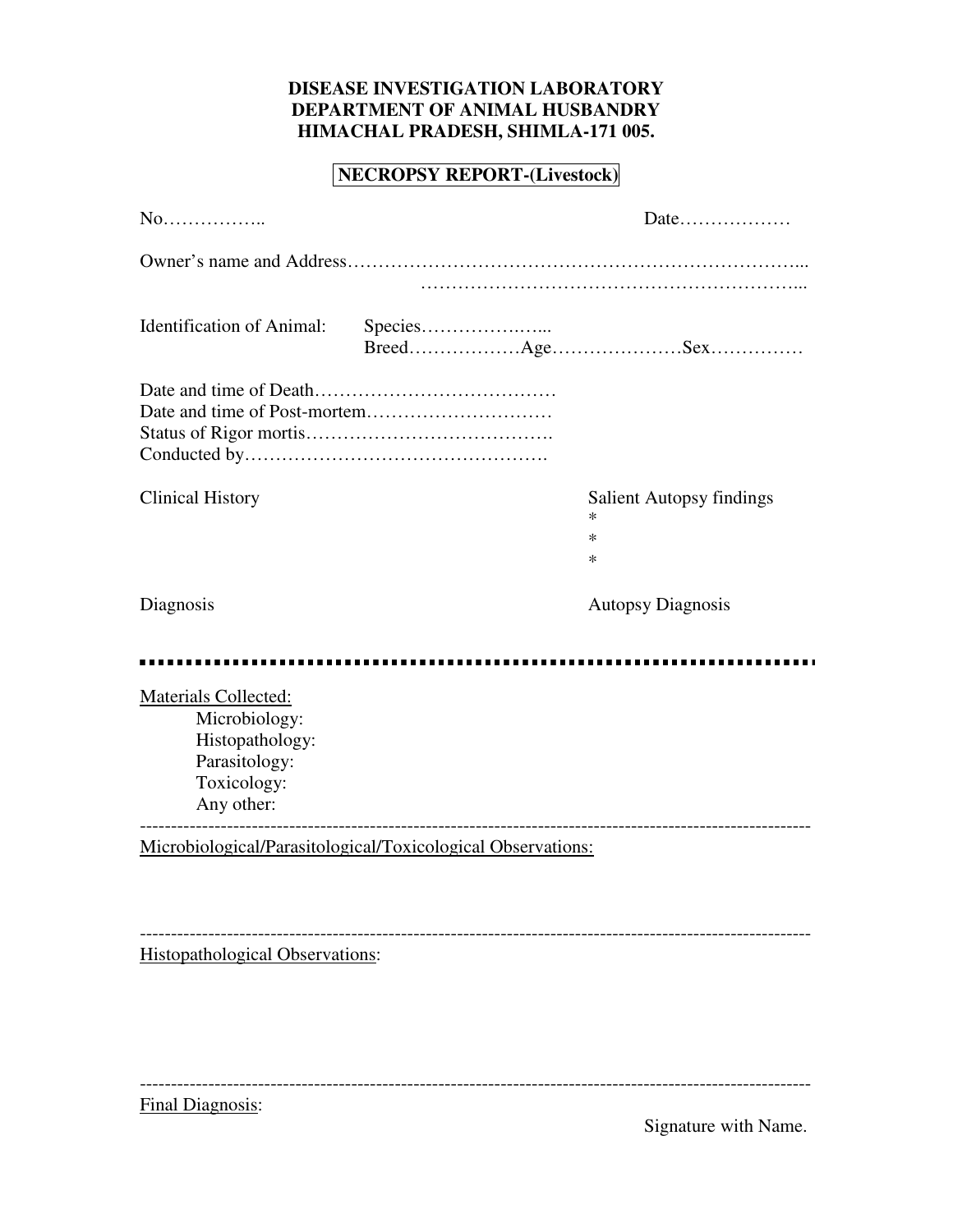**DISEASE INVESTIGATION LABORATORY**
**DEPARTMENT OF ANIMAL HUSBANDRY**
**HIMACHAL PRADESH, SHIMLA-171 005.**

**NECROPSY REPORT-(Livestock)**

No…………….. Date………………

Owner's name and Address……………………………………………………………...
……………………………………………………...

Identification of Animal: Species……………….…...
Breed………………Age…………………Sex……………

Date and time of Death…………………………………
Date and time of Post-mortem…………………………
Status of Rigor mortis………………………………….
Conducted by………………………………………….

Clinical History

Salient Autopsy findings
*
*
*

Diagnosis

Autopsy Diagnosis

---

Materials Collected:

Microbiology:
Histopathology:
Parasitology:
Toxicology:
Any other:

---

Microbiological/Parasitological/Toxicological Observations:

---

Histopathological Observations:

---

Final Diagnosis:

Signature with Name.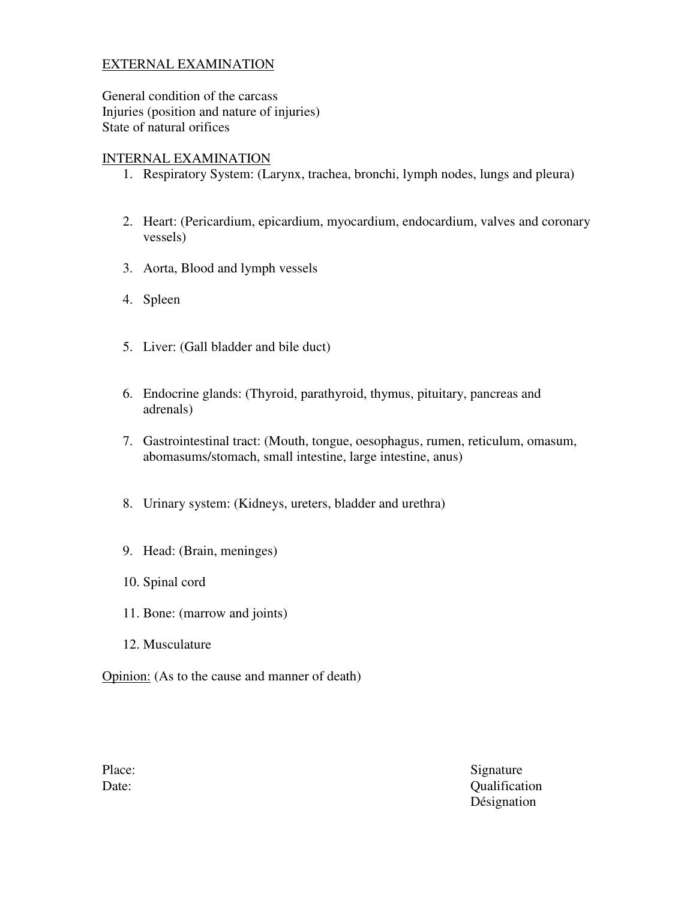<u>EXTERNAL EXAMINATION</u>

General condition of the carcass
Injuries (position and nature of injuries)
State of natural orifices

<u>INTERNAL EXAMINATION</u>

1. Respiratory System: (Larynx, trachea, bronchi, lymph nodes, lungs and pleura)
2. Heart: (Pericardium, epicardium, myocardium, endocardium, valves and coronary vessels)
3. Aorta, Blood and lymph vessels
4. Spleen
5. Liver: (Gall bladder and bile duct)
6. Endocrine glands: (Thyroid, parathyroid, thymus, pituitary, pancreas and adrenals)
7. Gastrointestinal tract: (Mouth, tongue, oesophagus, rumen, reticulum, omasum, abomasums/stomach, small intestine, large intestine, anus)
8. Urinary system: (Kidneys, ureters, bladder and urethra)
9. Head: (Brain, meninges)
10. Spinal cord
11. Bone: (marrow and joints)
12. Musculature

<u>Opinion:</u> (As to the cause and manner of death)

Place:
Date:

Signature
Qualification
Désignation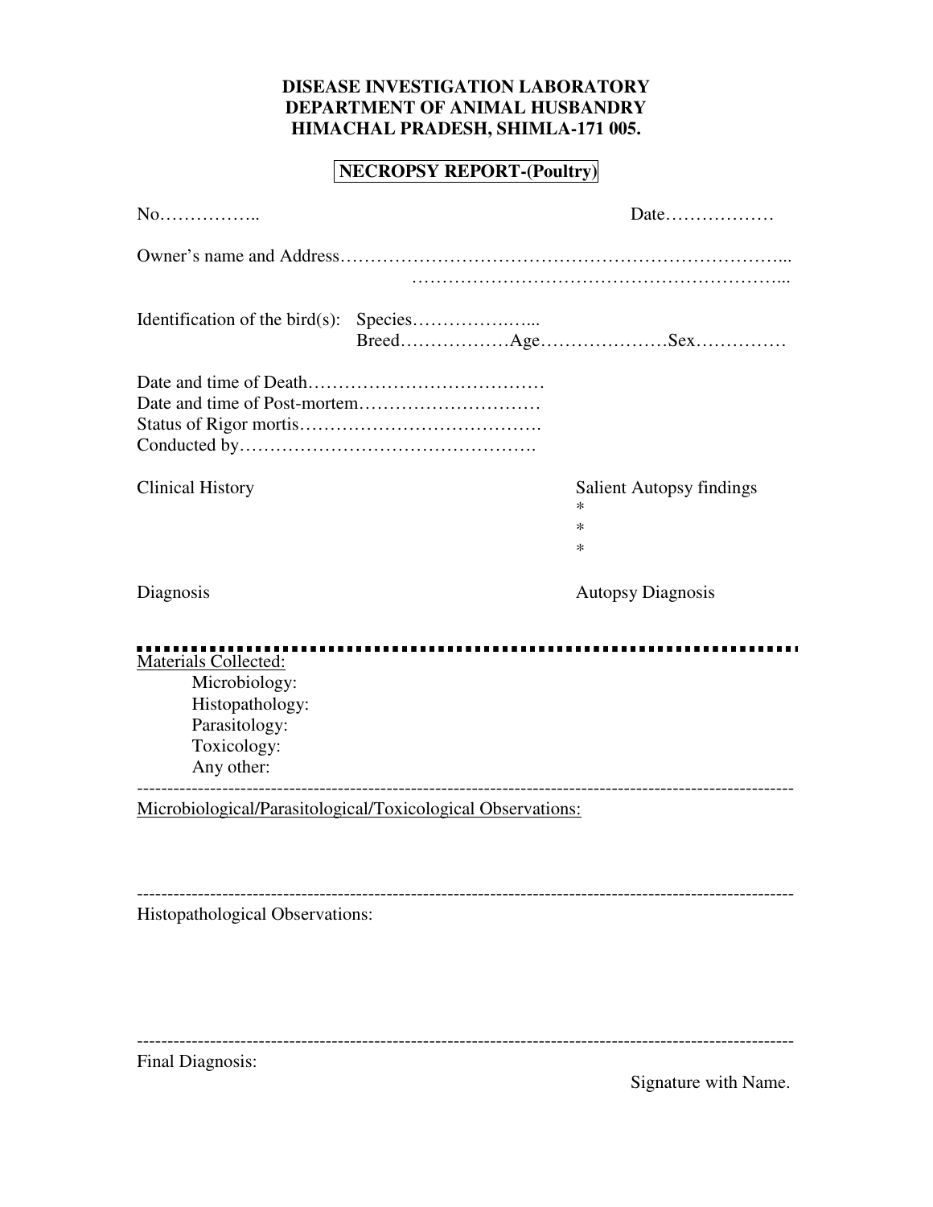**DISEASE INVESTIGATION LABORATORY**
**DEPARTMENT OF ANIMAL HUSBANDRY**
**HIMACHAL PRADESH, SHIMLA-171 005.**

**NECROPSY REPORT-(Poultry)**

No…………….. Date………………

Owner's name and Address……………………………………………………………...
……………………………………………………...

Identification of the bird(s): Species……………….…...
Breed………………Age…………………Sex……………

Date and time of Death…………………………………
Date and time of Post-mortem…………………………
Status of Rigor mortis………………………………….
Conducted by………………………………………….

Clinical History

Salient Autopsy findings
*
*
*

Diagnosis

Autopsy Diagnosis

---

Materials Collected:

- Microbiology:
- Histopathology:
- Parasitology:
- Toxicology:
- Any other:

---

Microbiological/Parasitological/Toxicological Observations:

---

Histopathological Observations:

---

Final Diagnosis:

Signature with Name.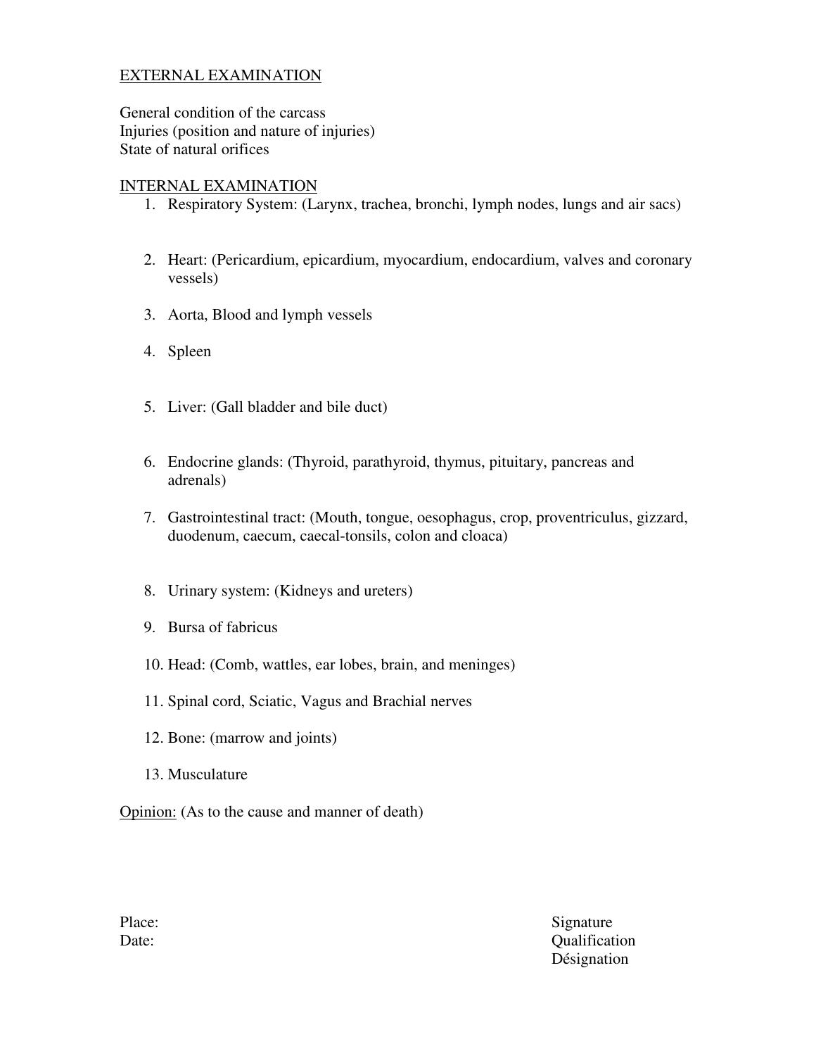## EXTERNAL EXAMINATION

General condition of the carcass
Injuries (position and nature of injuries)
State of natural orifices

## INTERNAL EXAMINATION

1. Respiratory System: (Larynx, trachea, bronchi, lymph nodes, lungs and air sacs)
2. Heart: (Pericardium, epicardium, myocardium, endocardium, valves and coronary vessels)
3. Aorta, Blood and lymph vessels
4. Spleen
5. Liver: (Gall bladder and bile duct)
6. Endocrine glands: (Thyroid, parathyroid, thymus, pituitary, pancreas and adrenals)
7. Gastrointestinal tract: (Mouth, tongue, oesophagus, crop, proventriculus, gizzard, duodenum, caecum, caecal-tonsils, colon and cloaca)
8. Urinary system: (Kidneys and ureters)
9. Bursa of fabricus
10. Head: (Comb, wattles, ear lobes, brain, and meninges)
11. Spinal cord, Sciatic, Vagus and Brachial nerves
12. Bone: (marrow and joints)
13. Musculature

<u>Opinion:</u> (As to the cause and manner of death)

Place:
Date:

Signature
Qualification
Désignation